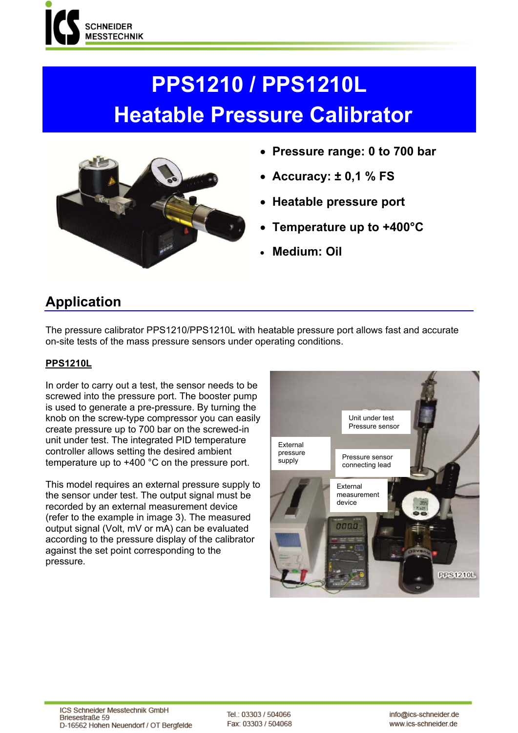# PPS1210 / PPS1210L
# Heatable Pressure Calibrator

- **Pressure range: 0 to 700 bar**
- **Accuracy: ± 0,1 % FS**
- **Heatable pressure port**
- **Temperature up to +400°C**
- **Medium: Oil**

## Application

The pressure calibrator PPS1210/PPS1210L with heatable pressure port allows fast and accurate on-site tests of the mass pressure sensors under operating conditions.

**PPS1210L**

In order to carry out a test, the sensor needs to be screwed into the pressure port. The booster pump is used to generate a pre-pressure. By turning the knob on the screw-type compressor you can easily create pressure up to 700 bar on the screwed-in unit under test. The integrated PID temperature controller allows setting the desired ambient temperature up to +400 °C on the pressure port.

This model requires an external pressure supply to the sensor under test. The output signal must be recorded by an external measurement device (refer to the example in image 3). The measured output signal (Volt, mV or mA) can be evaluated according to the pressure display of the calibrator against the set point corresponding to the pressure.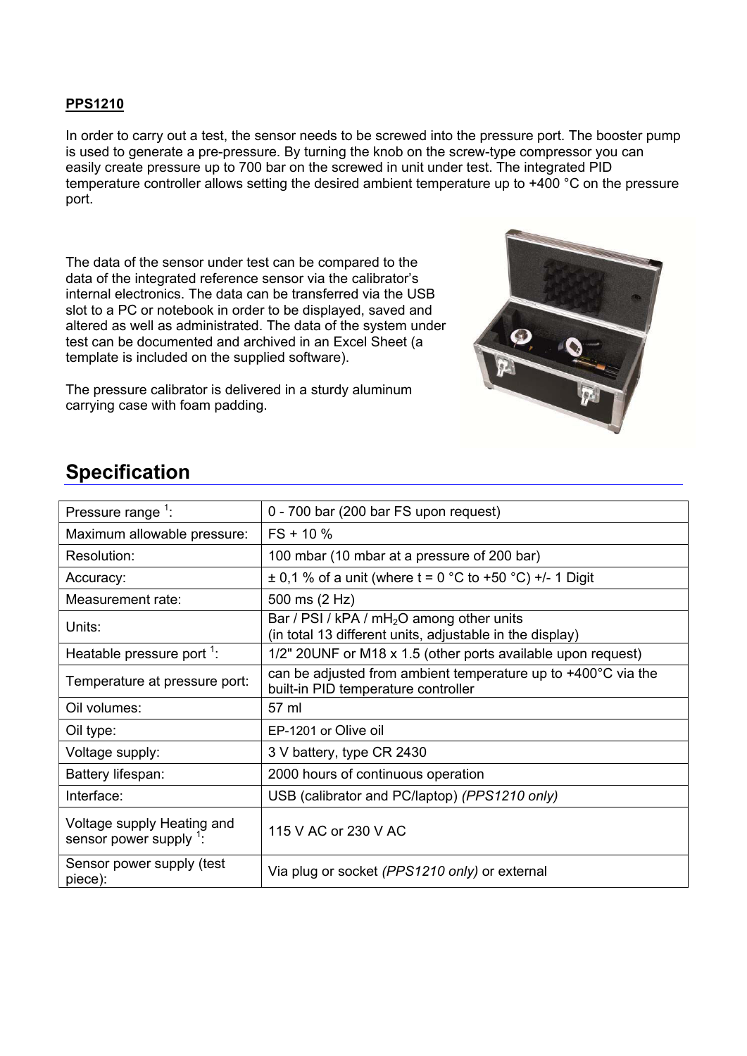**PPS1210**

In order to carry out a test, the sensor needs to be screwed into the pressure port. The booster pump is used to generate a pre-pressure. By turning the knob on the screw-type compressor you can easily create pressure up to 700 bar on the screwed in unit under test. The integrated PID temperature controller allows setting the desired ambient temperature up to +400 °C on the pressure port.

The data of the sensor under test can be compared to the data of the integrated reference sensor via the calibrator's internal electronics. The data can be transferred via the USB slot to a PC or notebook in order to be displayed, saved and altered as well as administrated. The data of the system under test can be documented and archived in an Excel Sheet (a template is included on the supplied software).

The pressure calibrator is delivered in a sturdy aluminum carrying case with foam padding.

## Specification

| | |
|---|---|
| Pressure range [1]: | 0 - 700 bar (200 bar FS upon request) |
| Maximum allowable pressure: | FS + 10 % |
| Resolution: | 100 mbar (10 mbar at a pressure of 200 bar) |
| Accuracy: | ± 0,1 % of a unit (where t = 0 °C to +50 °C) +/- 1 Digit |
| Measurement rate: | 500 ms (2 Hz) |
| Units: | Bar / PSI / kPA / $mH_2O$ among other units (in total 13 different units, adjustable in the display) |
| Heatable pressure port [1]: | 1/2" 20UNF or M18 x 1.5 (other ports available upon request) |
| Temperature at pressure port: | can be adjusted from ambient temperature up to +400°C via the built-in PID temperature controller |
| Oil volumes: | 57 ml |
| Oil type: | EP-1201 or Olive oil |
| Voltage supply: | 3 V battery, type CR 2430 |
| Battery lifespan: | 2000 hours of continuous operation |
| Interface: | USB (calibrator and PC/laptop) *(PPS1210 only)* |
| Voltage supply Heating and sensor power supply [1]: | 115 V AC or 230 V AC |
| Sensor power supply (test piece): | Via plug or socket *(PPS1210 only)* or external |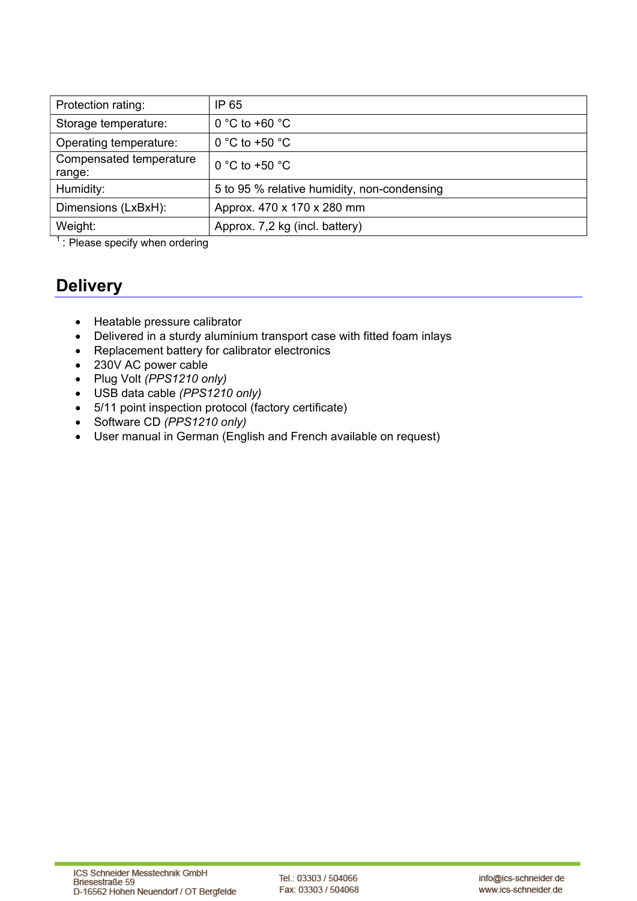| | |
|---|---|
| Protection rating: | IP 65 |
| Storage temperature: | 0 °C to +60 °C |
| Operating temperature: | 0 °C to +50 °C |
| Compensated temperature range: | 0 °C to +50 °C |
| Humidity: | 5 to 95 % relative humidity, non-condensing |
| Dimensions (LxBxH): | Approx. 470 x 170 x 280 mm |
| Weight: | Approx. 7,2 kg (incl. battery) |

[1]: Please specify when ordering

## Delivery

- Heatable pressure calibrator
- Delivered in a sturdy aluminium transport case with fitted foam inlays
- Replacement battery for calibrator electronics
- 230V AC power cable
- Plug Volt *(PPS1210 only)*
- USB data cable *(PPS1210 only)*
- 5/11 point inspection protocol (factory certificate)
- Software CD *(PPS1210 only)*
- User manual in German (English and French available on request)